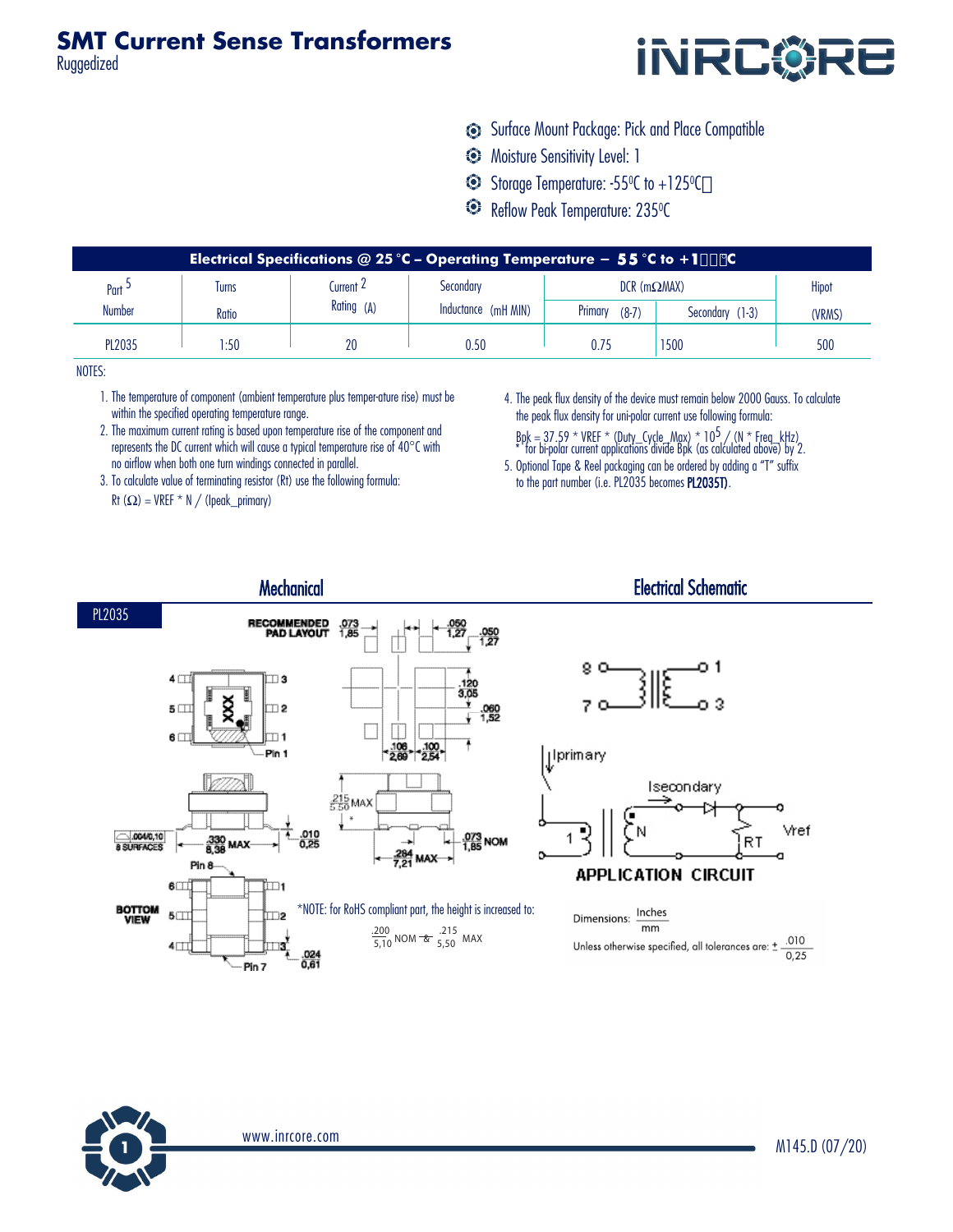# SMT Current Sense Transformers

Ruggedized

- Surface Mount Package: Pick and Place Compatible
- Moisture Sensitivity Level: 1
- Storage Temperature: -55°C to +125°C
- Reflow Peak Temperature: 235°C

| Electrical Specifications @ 25 °C – Operating Temperature – 55 °C to +1□□°C | | | | | | |
|---|---|---|---|---|---|---|
| Part Number [5] | Turns Ratio | Current Rating (A) [2] | Secondary Inductance (mH MIN) | DCR (mΩMAX) | | Hipot (VRMS) |
| | | | | Primary (8-7) | Secondary (1-3) | |
| PL2035 | 1:50 | 20 | 0.50 | 0.75 | 1500 | 500 |

NOTES:

1. The temperature of component (ambient temperature plus temper-ature rise) must be within the specified operating temperature range.
2. The maximum current rating is based upon temperature rise of the component and represents the DC current which will cause a typical temperature rise of 40°C with no airflow when both one turn windings connected in parallel.
3. To calculate value of terminating resistor (Rt) use the following formula:
   Rt (Ω) = VREF * N / (Ipeak_primary)
4. The peak flux density of the device must remain below 2000 Gauss. To calculate the peak flux density for uni-polar current use following formula:
   $Bpk = 37.59 * VREF * (Duty\_Cycle\_Max) * 10^5 / (N * Freq\_kHz)$
   * for bi-polar current applications divide Bpk (as calculated above) by 2.
5. Optional Tape & Reel packaging can be ordered by adding a "T" suffix to the part number (i.e. PL2035 becomes **PL2035T**).

## Mechanical

PL2035

RECOMMENDED PAD LAYOUT

*NOTE: for RoHS compliant part, the height is increased to: .200/5,10 NOM & .215/5,50 MAX

## Electrical Schematic

APPLICATION CIRCUIT

Dimensions: Inches/mm

Unless otherwise specified, all tolerances are: ± .010/0,25

www.inrcore.com

M145.D (07/20)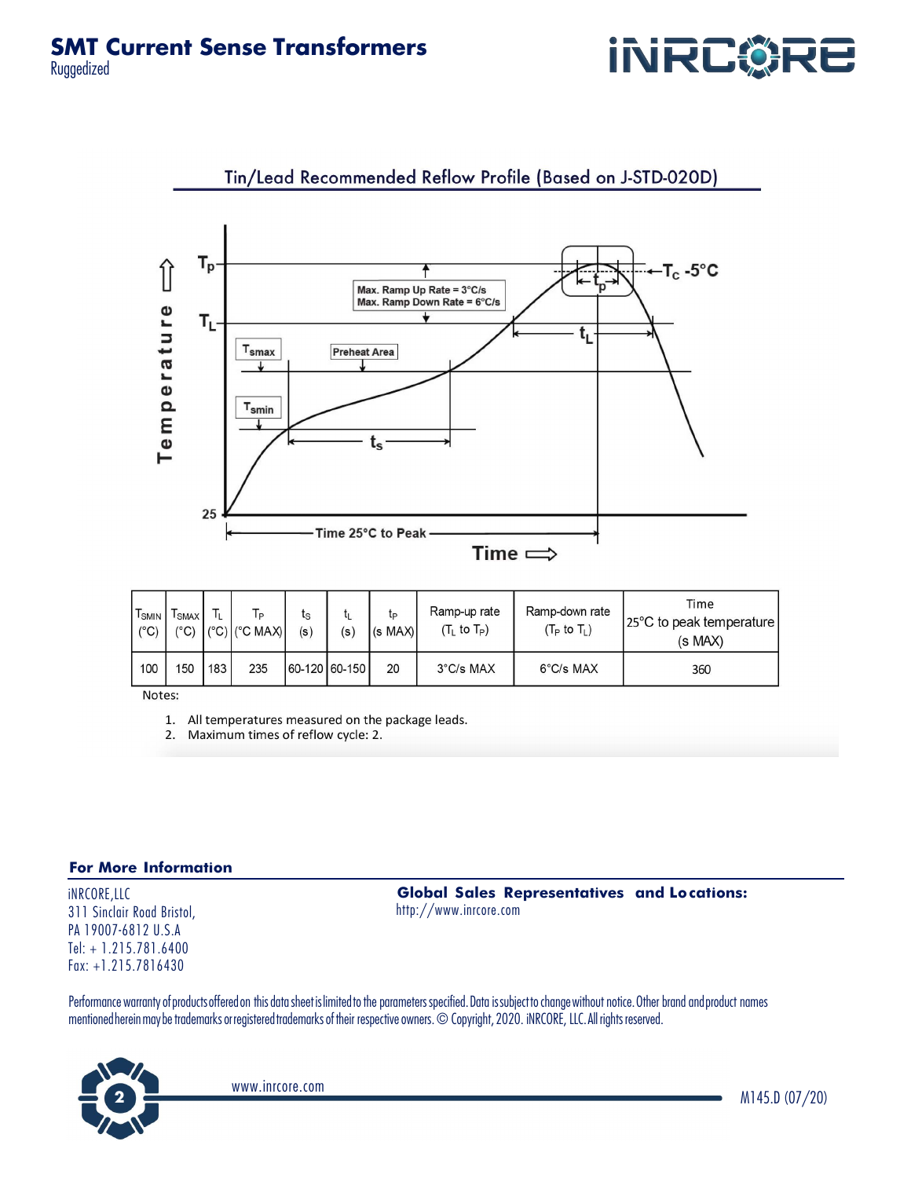## Tin/Lead Recommended Reflow Profile (Based on J-STD-020D)

$T_P$

$T_L$

Max. Ramp Up Rate = 3°C/s
Max. Ramp Down Rate = 6°C/s

$T_{smax}$

Preheat Area

$T_{smin}$

$t_s$

$t_P$

$t_L$

$T_C$ -5°C

25

Time 25°C to Peak

Temperature

Time

| $T_{SMIN}$ (°C) | $T_{SMAX}$ (°C) | $T_L$ (°C) | $T_P$ (°C MAX) | $t_S$ (s) | $t_L$ (s) | $t_P$ (s MAX) | Ramp-up rate ($T_L$ to $T_P$) | Ramp-down rate ($T_P$ to $T_L$) | Time 25°C to peak temperature (s MAX) |
|---|---|---|---|---|---|---|---|---|---|
| 100 | 150 | 183 | 235 | 60-120 | 60-150 | 20 | 3°C/s MAX | 6°C/s MAX | 360 |

Notes:

1. All temperatures measured on the package leads.
2. Maximum times of reflow cycle: 2.

### For More Information

iNRCORE,LLC
311 Sinclair Road Bristol,
PA 19007-6812 U.S.A
Tel: + 1.215.781.6400
Fax: +1.215.7816430

**Global Sales Representatives and Locations:**
http://www.inrcore.com

Performance warranty of products offered on this data sheet is limited to the parameters specified. Data is subject to change without notice. Other brand and product names mentioned herein may be trademarks or registered trademarks of their respective owners. © Copyright, 2020. iNRCORE, LLC. All rights reserved.